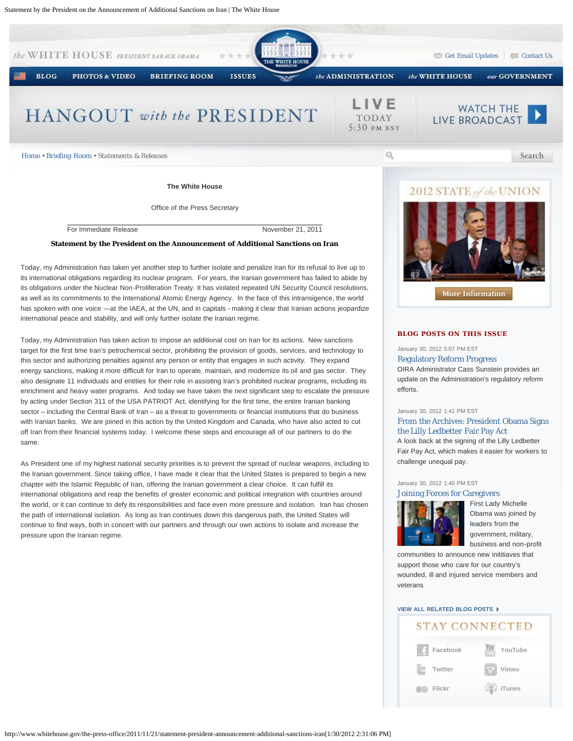Home • Briefing Room • Statements & Releases

The White House

Office of the Press Secretary

For Immediate Release November 21, 2011

**Statement by the President on the Announcement of Additional Sanctions on Iran**

Today, my Administration has taken yet another step to further isolate and penalize Iran for its refusal to live up to its international obligations regarding its nuclear program. For years, the Iranian government has failed to abide by its obligations under the Nuclear Non-Proliferation Treaty. It has violated repeated UN Security Council resolutions, as well as its commitments to the International Atomic Energy Agency. In the face of this intransigence, the world has spoken with one voice —at the IAEA, at the UN, and in capitals - making it clear that Iranian actions jeopardize international peace and stability, and will only further isolate the Iranian regime.

Today, my Administration has taken action to impose an additional cost on Iran for its actions. New sanctions target for the first time Iran's petrochemical sector, prohibiting the provision of goods, services, and technology to this sector and authorizing penalties against any person or entity that engages in such activity. They expand energy sanctions, making it more difficult for Iran to operate, maintain, and modernize its oil and gas sector. They also designate 11 individuals and entities for their role in assisting Iran's prohibited nuclear programs, including its enrichment and heavy water programs. And today we have taken the next significant step to escalate the pressure by acting under Section 311 of the USA PATRIOT Act, identifying for the first time, the entire Iranian banking sector – including the Central Bank of Iran – as a threat to governments or financial institutions that do business with Iranian banks. We are joined in this action by the United Kingdom and Canada, who have also acted to cut off Iran from their financial systems today. I welcome these steps and encourage all of our partners to do the same.

As President one of my highest national security priorities is to prevent the spread of nuclear weapons, including to the Iranian government. Since taking office, I have made it clear that the United States is prepared to begin a new chapter with the Islamic Republic of Iran, offering the Iranian government a clear choice. It can fulfill its international obligations and reap the benefits of greater economic and political integration with countries around the world, or it can continue to defy its responsibilities and face even more pressure and isolation. Iran has chosen the path of international isolation. As long as Iran continues down this dangerous path, the United States will continue to find ways, both in concert with our partners and through our own actions to isolate and increase the pressure upon the Iranian regime.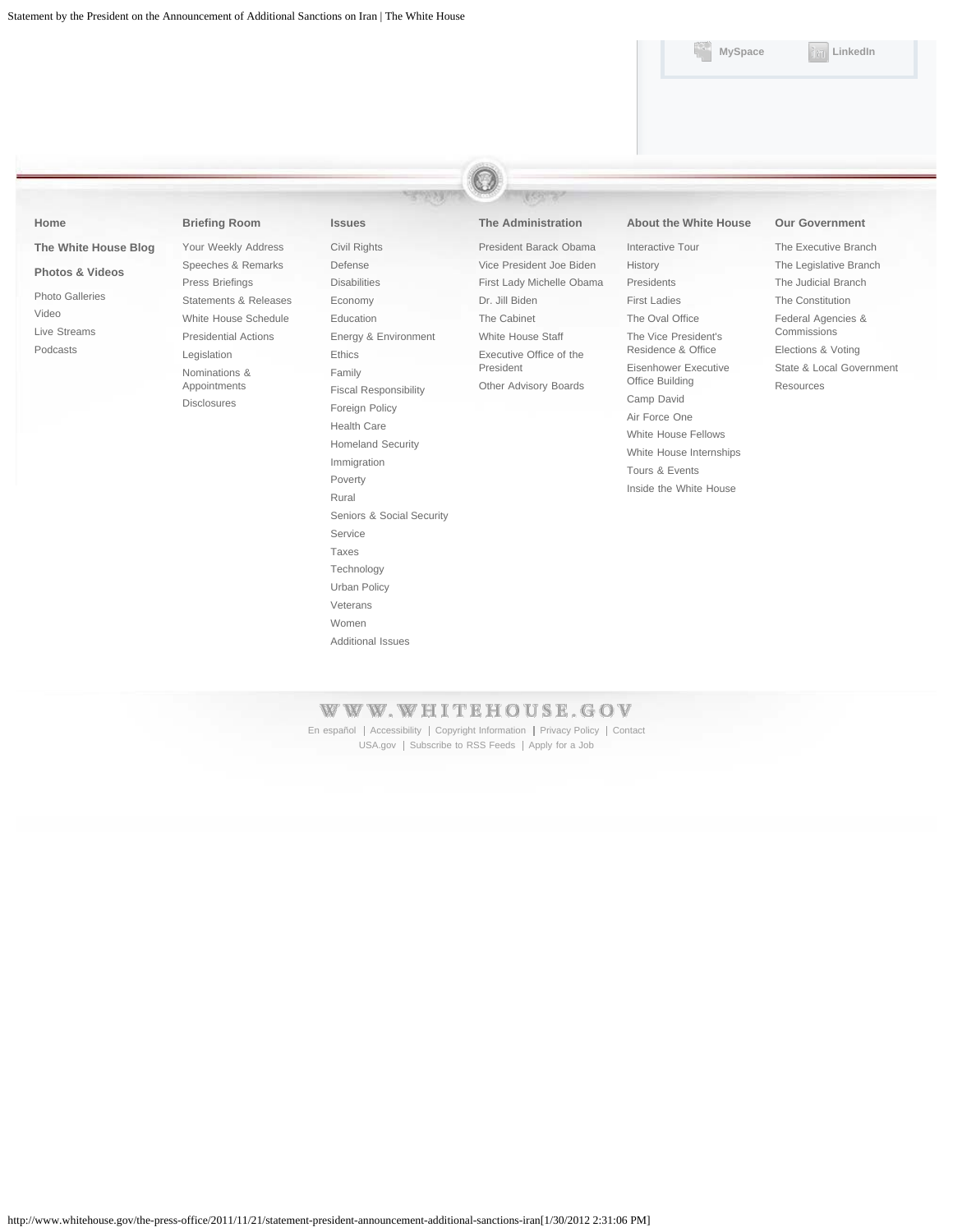MySpace LinkedIn

**Home**

**The White House Blog**

**Photos & Videos**

Photo Galleries
Video
Live Streams
Podcasts

**Briefing Room**

Your Weekly Address
Speeches & Remarks
Press Briefings
Statements & Releases
White House Schedule
Presidential Actions
Legislation
Nominations & Appointments
Disclosures

**Issues**

Civil Rights
Defense
Disabilities
Economy
Education
Energy & Environment
Ethics
Family
Fiscal Responsibility
Foreign Policy
Health Care
Homeland Security
Immigration
Poverty
Rural
Seniors & Social Security
Service
Taxes
Technology
Urban Policy
Veterans
Women
Additional Issues

**The Administration**

President Barack Obama
Vice President Joe Biden
First Lady Michelle Obama
Dr. Jill Biden
The Cabinet
White House Staff
Executive Office of the President
Other Advisory Boards

**About the White House**

Interactive Tour
History
Presidents
First Ladies
The Oval Office
The Vice President's Residence & Office
Eisenhower Executive Office Building
Camp David
Air Force One
White House Fellows
White House Internships
Tours & Events
Inside the White House

**Our Government**

The Executive Branch
The Legislative Branch
The Judicial Branch
The Constitution
Federal Agencies & Commissions
Elections & Voting
State & Local Government
Resources

WWW.WHITEHOUSE.GOV

En español | Accessibility | Copyright Information | Privacy Policy | Contact
USA.gov | Subscribe to RSS Feeds | Apply for a Job